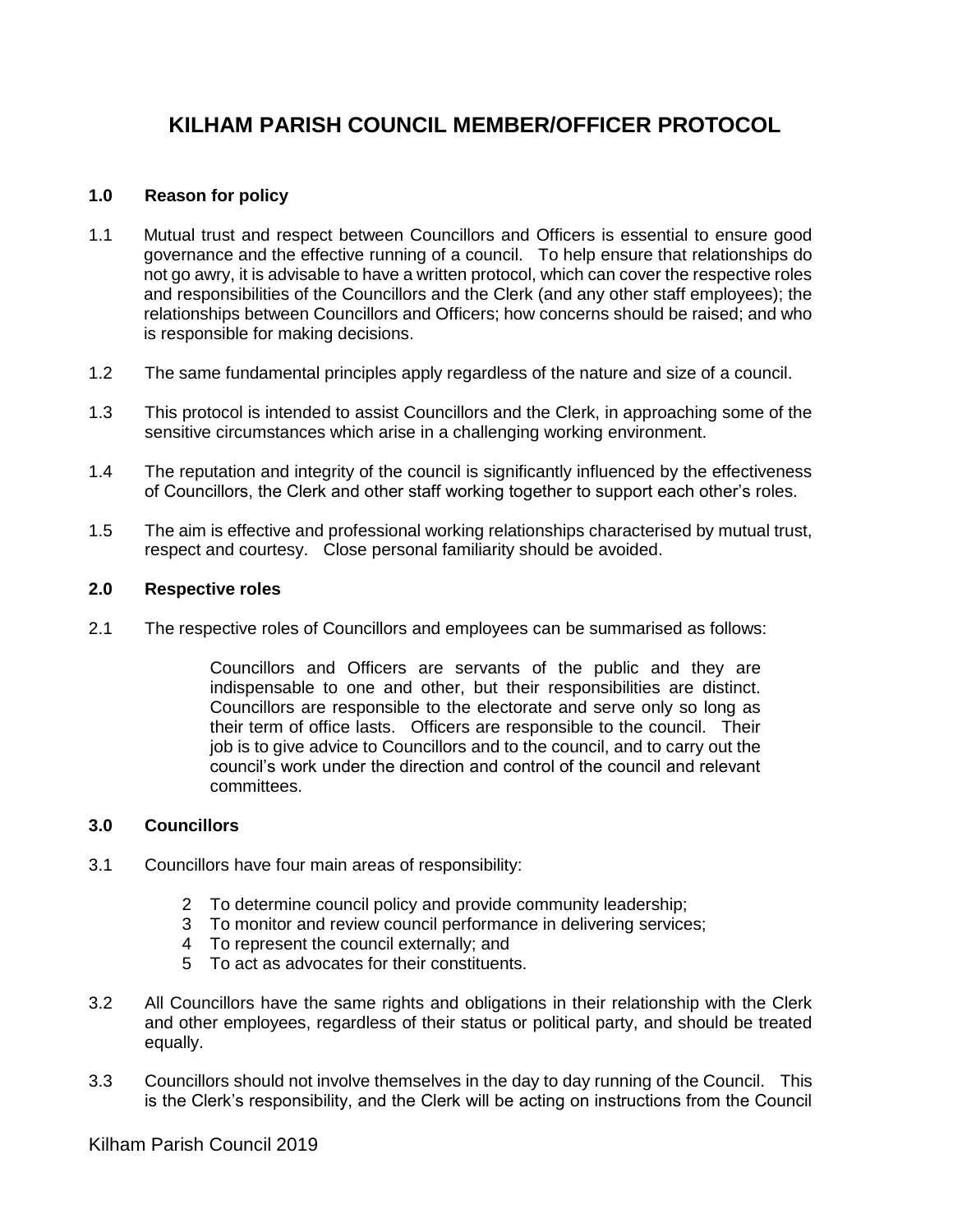# KILHAM PARISH COUNCIL MEMBER/OFFICER PROTOCOL

## 1.0 Reason for policy

1.1 Mutual trust and respect between Councillors and Officers is essential to ensure good governance and the effective running of a council. To help ensure that relationships do not go awry, it is advisable to have a written protocol, which can cover the respective roles and responsibilities of the Councillors and the Clerk (and any other staff employees); the relationships between Councillors and Officers; how concerns should be raised; and who is responsible for making decisions.

1.2 The same fundamental principles apply regardless of the nature and size of a council.

1.3 This protocol is intended to assist Councillors and the Clerk, in approaching some of the sensitive circumstances which arise in a challenging working environment.

1.4 The reputation and integrity of the council is significantly influenced by the effectiveness of Councillors, the Clerk and other staff working together to support each other's roles.

1.5 The aim is effective and professional working relationships characterised by mutual trust, respect and courtesy. Close personal familiarity should be avoided.

## 2.0 Respective roles

2.1 The respective roles of Councillors and employees can be summarised as follows:

> Councillors and Officers are servants of the public and they are indispensable to one and other, but their responsibilities are distinct. Councillors are responsible to the electorate and serve only so long as their term of office lasts. Officers are responsible to the council. Their job is to give advice to Councillors and to the council, and to carry out the council's work under the direction and control of the council and relevant committees.

## 3.0 Councillors

3.1 Councillors have four main areas of responsibility:

2 To determine council policy and provide community leadership;
3 To monitor and review council performance in delivering services;
4 To represent the council externally; and
5 To act as advocates for their constituents.

3.2 All Councillors have the same rights and obligations in their relationship with the Clerk and other employees, regardless of their status or political party, and should be treated equally.

3.3 Councillors should not involve themselves in the day to day running of the Council. This is the Clerk's responsibility, and the Clerk will be acting on instructions from the Council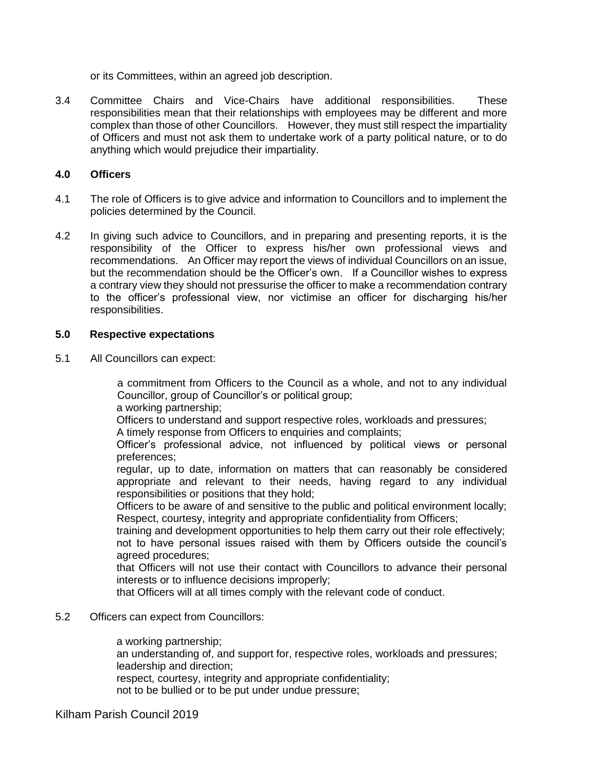or its Committees, within an agreed job description.

3.4 Committee Chairs and Vice-Chairs have additional responsibilities. These responsibilities mean that their relationships with employees may be different and more complex than those of other Councillors. However, they must still respect the impartiality of Officers and must not ask them to undertake work of a party political nature, or to do anything which would prejudice their impartiality.

**4.0 Officers**

4.1 The role of Officers is to give advice and information to Councillors and to implement the policies determined by the Council.

4.2 In giving such advice to Councillors, and in preparing and presenting reports, it is the responsibility of the Officer to express his/her own professional views and recommendations. An Officer may report the views of individual Councillors on an issue, but the recommendation should be the Officer's own. If a Councillor wishes to express a contrary view they should not pressurise the officer to make a recommendation contrary to the officer's professional view, nor victimise an officer for discharging his/her responsibilities.

**5.0 Respective expectations**

5.1 All Councillors can expect:

a commitment from Officers to the Council as a whole, and not to any individual Councillor, group of Councillor's or political group;
a working partnership;
Officers to understand and support respective roles, workloads and pressures;
A timely response from Officers to enquiries and complaints;
Officer's professional advice, not influenced by political views or personal preferences;
regular, up to date, information on matters that can reasonably be considered appropriate and relevant to their needs, having regard to any individual responsibilities or positions that they hold;
Officers to be aware of and sensitive to the public and political environment locally;
Respect, courtesy, integrity and appropriate confidentiality from Officers;
training and development opportunities to help them carry out their role effectively;
not to have personal issues raised with them by Officers outside the council's agreed procedures;
that Officers will not use their contact with Councillors to advance their personal interests or to influence decisions improperly;
that Officers will at all times comply with the relevant code of conduct.

5.2 Officers can expect from Councillors:

a working partnership;
an understanding of, and support for, respective roles, workloads and pressures;
leadership and direction;
respect, courtesy, integrity and appropriate confidentiality;
not to be bullied or to be put under undue pressure;

Kilham Parish Council 2019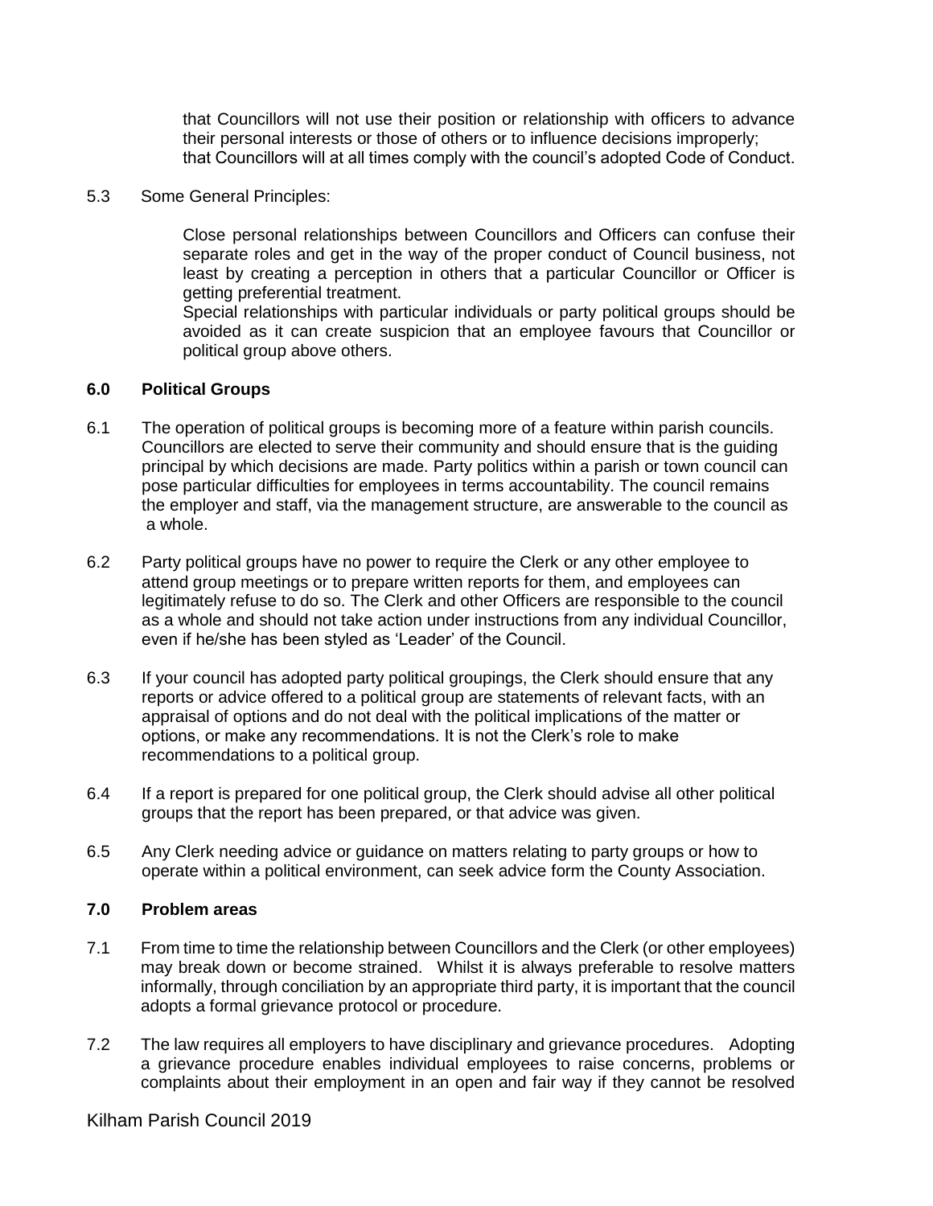that Councillors will not use their position or relationship with officers to advance their personal interests or those of others or to influence decisions improperly;
that Councillors will at all times comply with the council's adopted Code of Conduct.

5.3 Some General Principles:

Close personal relationships between Councillors and Officers can confuse their separate roles and get in the way of the proper conduct of Council business, not least by creating a perception in others that a particular Councillor or Officer is getting preferential treatment.
Special relationships with particular individuals or party political groups should be avoided as it can create suspicion that an employee favours that Councillor or political group above others.

**6.0 Political Groups**

6.1 The operation of political groups is becoming more of a feature within parish councils. Councillors are elected to serve their community and should ensure that is the guiding principal by which decisions are made. Party politics within a parish or town council can pose particular difficulties for employees in terms accountability. The council remains the employer and staff, via the management structure, are answerable to the council as a whole.

6.2 Party political groups have no power to require the Clerk or any other employee to attend group meetings or to prepare written reports for them, and employees can legitimately refuse to do so. The Clerk and other Officers are responsible to the council as a whole and should not take action under instructions from any individual Councillor, even if he/she has been styled as 'Leader' of the Council.

6.3 If your council has adopted party political groupings, the Clerk should ensure that any reports or advice offered to a political group are statements of relevant facts, with an appraisal of options and do not deal with the political implications of the matter or options, or make any recommendations. It is not the Clerk's role to make recommendations to a political group.

6.4 If a report is prepared for one political group, the Clerk should advise all other political groups that the report has been prepared, or that advice was given.

6.5 Any Clerk needing advice or guidance on matters relating to party groups or how to operate within a political environment, can seek advice form the County Association.

**7.0 Problem areas**

7.1 From time to time the relationship between Councillors and the Clerk (or other employees) may break down or become strained. Whilst it is always preferable to resolve matters informally, through conciliation by an appropriate third party, it is important that the council adopts a formal grievance protocol or procedure.

7.2 The law requires all employers to have disciplinary and grievance procedures. Adopting a grievance procedure enables individual employees to raise concerns, problems or complaints about their employment in an open and fair way if they cannot be resolved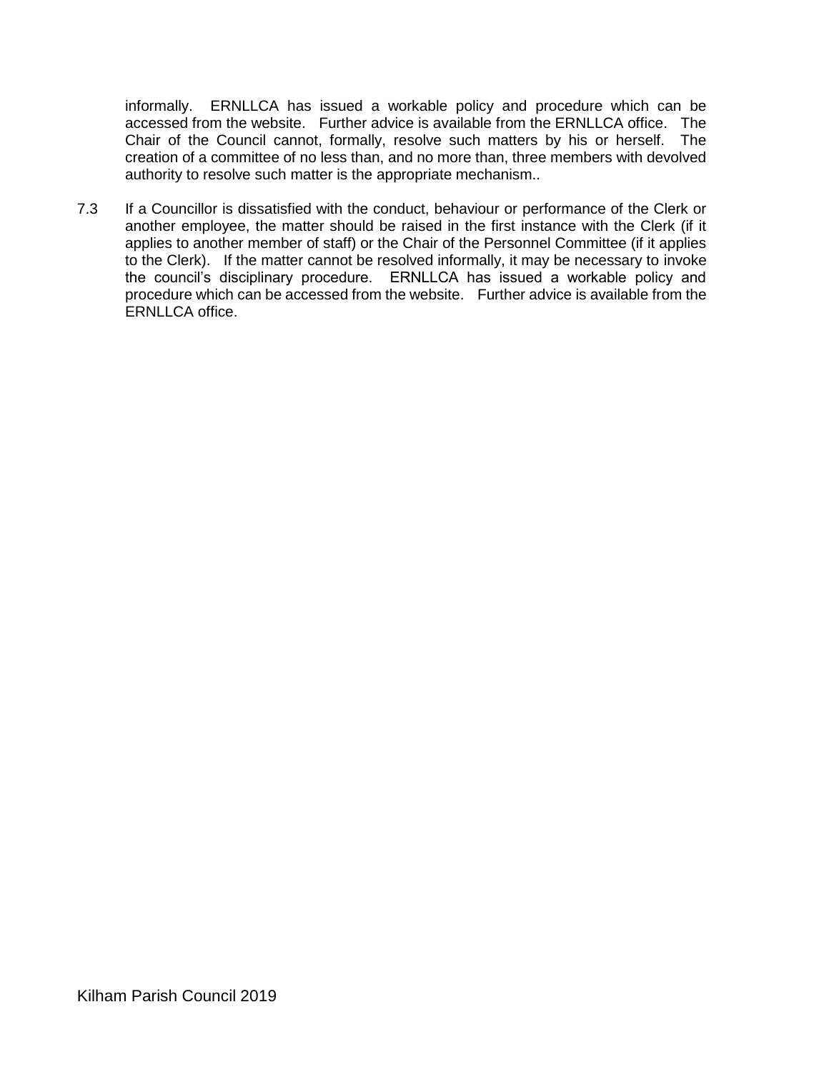informally. ERNLLCA has issued a workable policy and procedure which can be accessed from the website. Further advice is available from the ERNLLCA office. The Chair of the Council cannot, formally, resolve such matters by his or herself. The creation of a committee of no less than, and no more than, three members with devolved authority to resolve such matter is the appropriate mechanism..

7.3 If a Councillor is dissatisfied with the conduct, behaviour or performance of the Clerk or another employee, the matter should be raised in the first instance with the Clerk (if it applies to another member of staff) or the Chair of the Personnel Committee (if it applies to the Clerk). If the matter cannot be resolved informally, it may be necessary to invoke the council's disciplinary procedure. ERNLLCA has issued a workable policy and procedure which can be accessed from the website. Further advice is available from the ERNLLCA office.